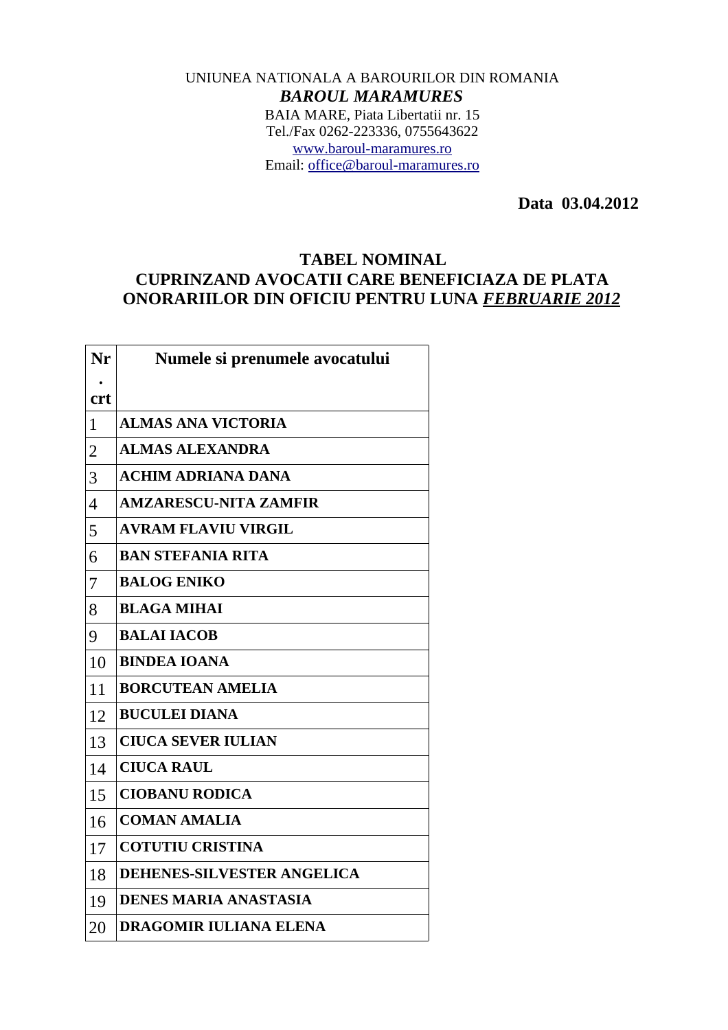UNIUNEA NATIONALA A BAROURILOR DIN ROMANIA

***BAROUL MARAMURES***

BAIA MARE, Piata Libertatii nr. 15
Tel./Fax 0262-223336, 0755643622
www.baroul-maramures.ro
Email: office@baroul-maramures.ro

**Data 03.04.2012**

## TABEL NOMINAL
## CUPRINZAND AVOCATII CARE BENEFICIAZA DE PLATA ONORARIILOR DIN OFICIU PENTRU LUNA *FEBRUARIE 2012*

| Nr. crt | Numele si prenumele avocatului |
|---|---|
| 1 | **ALMAS ANA VICTORIA** |
| 2 | **ALMAS ALEXANDRA** |
| 3 | **ACHIM ADRIANA DANA** |
| 4 | **AMZARESCU-NITA ZAMFIR** |
| 5 | **AVRAM FLAVIU VIRGIL** |
| 6 | **BAN STEFANIA RITA** |
| 7 | **BALOG ENIKO** |
| 8 | **BLAGA MIHAI** |
| 9 | **BALAI IACOB** |
| 10 | **BINDEA IOANA** |
| 11 | **BORCUTEAN AMELIA** |
| 12 | **BUCULEI DIANA** |
| 13 | **CIUCA SEVER IULIAN** |
| 14 | **CIUCA RAUL** |
| 15 | **CIOBANU RODICA** |
| 16 | **COMAN AMALIA** |
| 17 | **COTUTIU CRISTINA** |
| 18 | **DEHENES-SILVESTER ANGELICA** |
| 19 | **DENES MARIA ANASTASIA** |
| 20 | **DRAGOMIR IULIANA ELENA** |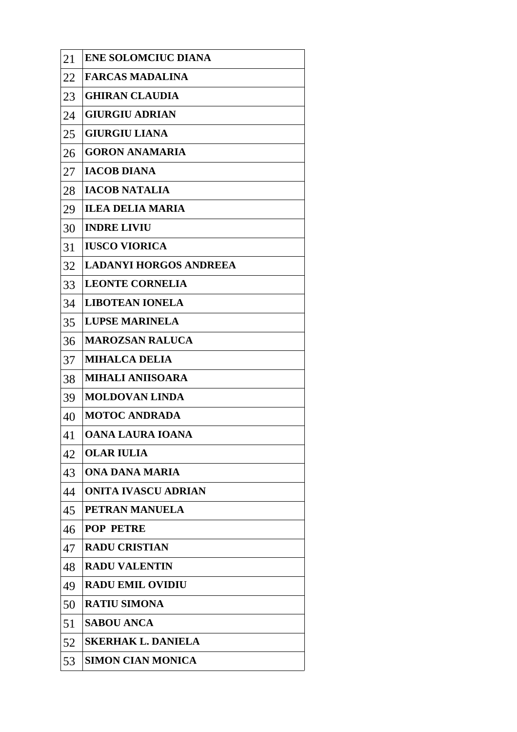| 21 | **ENE SOLOMCIUC DIANA** |
|---|---|
| 22 | **FARCAS MADALINA** |
| 23 | **GHIRAN CLAUDIA** |
| 24 | **GIURGIU ADRIAN** |
| 25 | **GIURGIU LIANA** |
| 26 | **GORON ANAMARIA** |
| 27 | **IACOB DIANA** |
| 28 | **IACOB NATALIA** |
| 29 | **ILEA DELIA MARIA** |
| 30 | **INDRE LIVIU** |
| 31 | **IUSCO VIORICA** |
| 32 | **LADANYI HORGOS ANDREEA** |
| 33 | **LEONTE CORNELIA** |
| 34 | **LIBOTEAN IONELA** |
| 35 | **LUPSE MARINELA** |
| 36 | **MAROZSAN RALUCA** |
| 37 | **MIHALCA DELIA** |
| 38 | **MIHALI ANIISOARA** |
| 39 | **MOLDOVAN LINDA** |
| 40 | **MOTOC ANDRADA** |
| 41 | **OANA LAURA IOANA** |
| 42 | **OLAR IULIA** |
| 43 | **ONA DANA MARIA** |
| 44 | **ONITA IVASCU ADRIAN** |
| 45 | **PETRAN MANUELA** |
| 46 | **POP PETRE** |
| 47 | **RADU CRISTIAN** |
| 48 | **RADU VALENTIN** |
| 49 | **RADU EMIL OVIDIU** |
| 50 | **RATIU SIMONA** |
| 51 | **SABOU ANCA** |
| 52 | **SKERHAK L. DANIELA** |
| 53 | **SIMON CIAN MONICA** |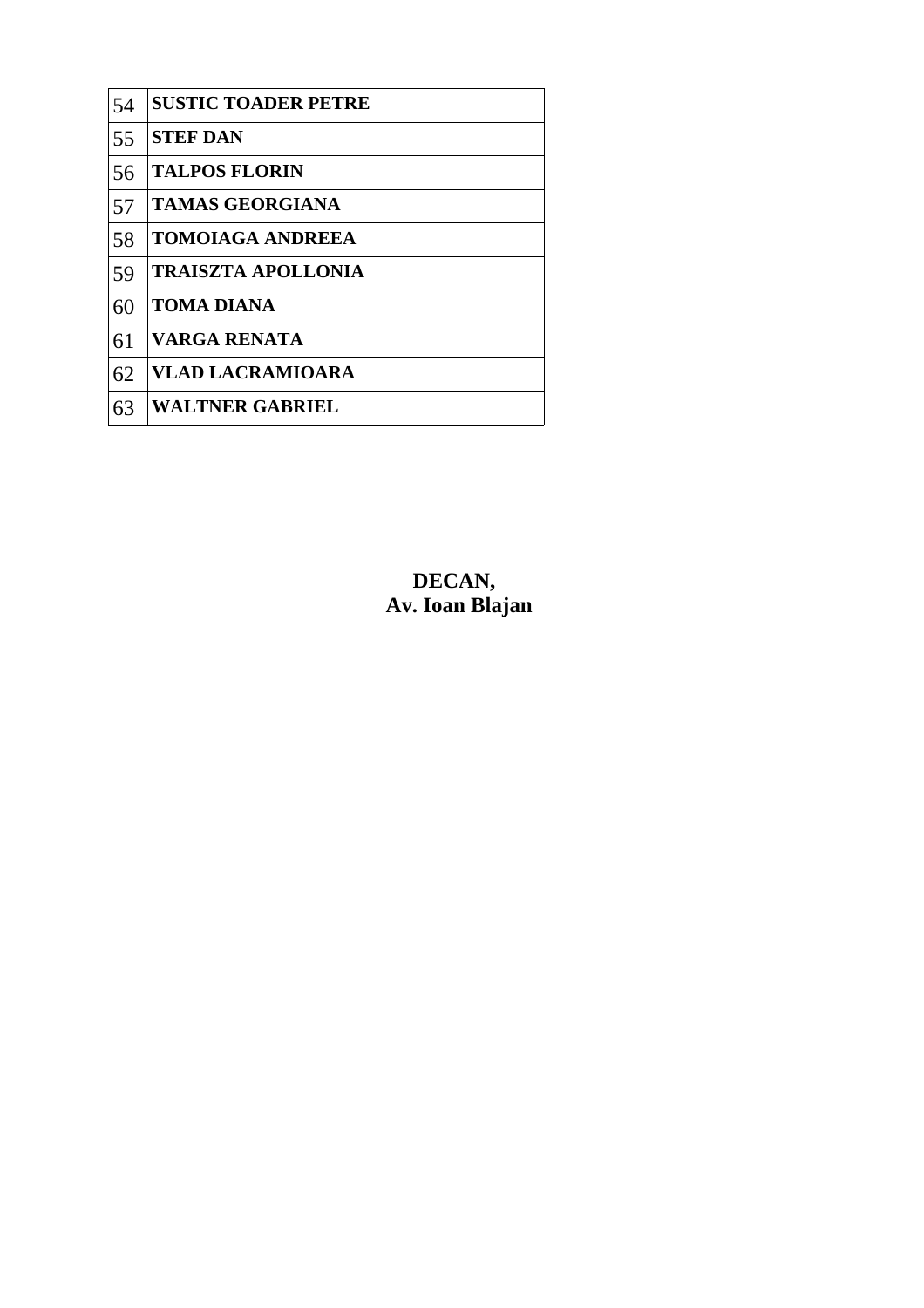| | |
|---|---|
| 54 | **SUSTIC TOADER PETRE** |
| 55 | **STEF DAN** |
| 56 | **TALPOS FLORIN** |
| 57 | **TAMAS GEORGIANA** |
| 58 | **TOMOIAGA ANDREEA** |
| 59 | **TRAISZTA APOLLONIA** |
| 60 | **TOMA DIANA** |
| 61 | **VARGA RENATA** |
| 62 | **VLAD LACRAMIOARA** |
| 63 | **WALTNER GABRIEL** |

**DECAN,**
**Av. Ioan Blajan**